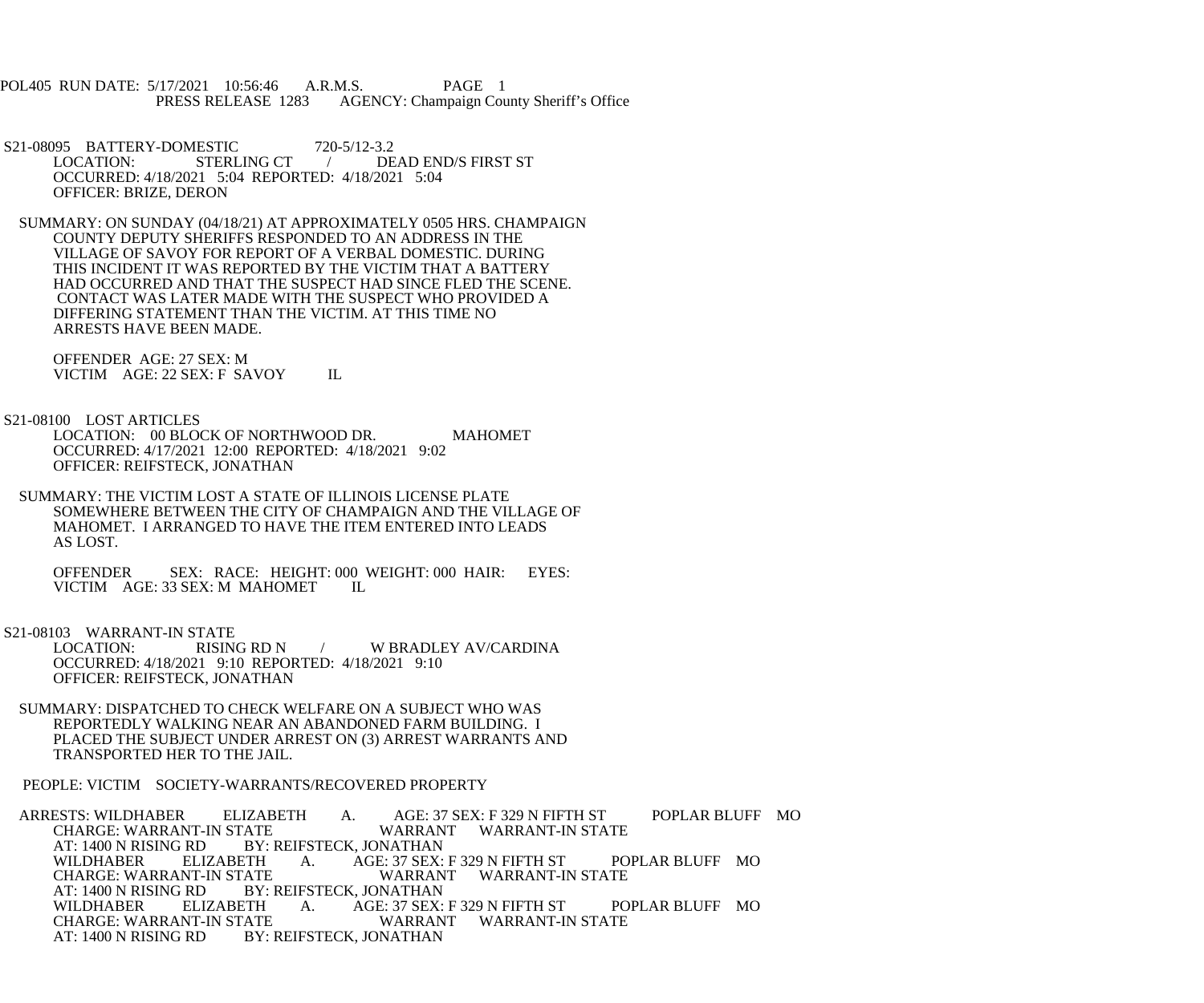POL405 RUN DATE: 5/17/2021 10:56:46 A.R.M.S. PAGE 1
PRESS RELEASE 1283 AGENCY: Champaign County Sheriff's Office

S21-08095 BATTERY-DOMESTIC 720-5/12-3.2
LOCATION: STERLING CT / DEAD END/S FIRST ST
OCCURRED: 4/18/2021 5:04 REPORTED: 4/18/2021 5:04
OFFICER: BRIZE, DERON

SUMMARY: ON SUNDAY (04/18/21) AT APPROXIMATELY 0505 HRS. CHAMPAIGN COUNTY DEPUTY SHERIFFS RESPONDED TO AN ADDRESS IN THE VILLAGE OF SAVOY FOR REPORT OF A VERBAL DOMESTIC. DURING THIS INCIDENT IT WAS REPORTED BY THE VICTIM THAT A BATTERY HAD OCCURRED AND THAT THE SUSPECT HAD SINCE FLED THE SCENE. CONTACT WAS LATER MADE WITH THE SUSPECT WHO PROVIDED A DIFFERING STATEMENT THAN THE VICTIM. AT THIS TIME NO ARRESTS HAVE BEEN MADE.

OFFENDER AGE: 27 SEX: M
VICTIM AGE: 22 SEX: F SAVOY IL

S21-08100 LOST ARTICLES
LOCATION: 00 BLOCK OF NORTHWOOD DR. MAHOMET
OCCURRED: 4/17/2021 12:00 REPORTED: 4/18/2021 9:02
OFFICER: REIFSTECK, JONATHAN

SUMMARY: THE VICTIM LOST A STATE OF ILLINOIS LICENSE PLATE SOMEWHERE BETWEEN THE CITY OF CHAMPAIGN AND THE VILLAGE OF MAHOMET. I ARRANGED TO HAVE THE ITEM ENTERED INTO LEADS AS LOST.

OFFENDER SEX: RACE: HEIGHT: 000 WEIGHT: 000 HAIR: EYES:
VICTIM AGE: 33 SEX: M MAHOMET IL

S21-08103 WARRANT-IN STATE
LOCATION: RISING RD N / W BRADLEY AV/CARDINA
OCCURRED: 4/18/2021 9:10 REPORTED: 4/18/2021 9:10
OFFICER: REIFSTECK, JONATHAN

SUMMARY: DISPATCHED TO CHECK WELFARE ON A SUBJECT WHO WAS REPORTEDLY WALKING NEAR AN ABANDONED FARM BUILDING. I PLACED THE SUBJECT UNDER ARREST ON (3) ARREST WARRANTS AND TRANSPORTED HER TO THE JAIL.

PEOPLE: VICTIM SOCIETY-WARRANTS/RECOVERED PROPERTY

ARRESTS: WILDHABER ELIZABETH A. AGE: 37 SEX: F 329 N FIFTH ST POPLAR BLUFF MO
CHARGE: WARRANT-IN STATE WARRANT WARRANT-IN STATE
AT: 1400 N RISING RD BY: REIFSTECK, JONATHAN
WILDHABER ELIZABETH A. AGE: 37 SEX: F 329 N FIFTH ST POPLAR BLUFF MO
CHARGE: WARRANT-IN STATE WARRANT WARRANT-IN STATE
AT: 1400 N RISING RD BY: REIFSTECK, JONATHAN
WILDHABER ELIZABETH A. AGE: 37 SEX: F 329 N FIFTH ST POPLAR BLUFF MO
CHARGE: WARRANT-IN STATE WARRANT WARRANT-IN STATE
AT: 1400 N RISING RD BY: REIFSTECK, JONATHAN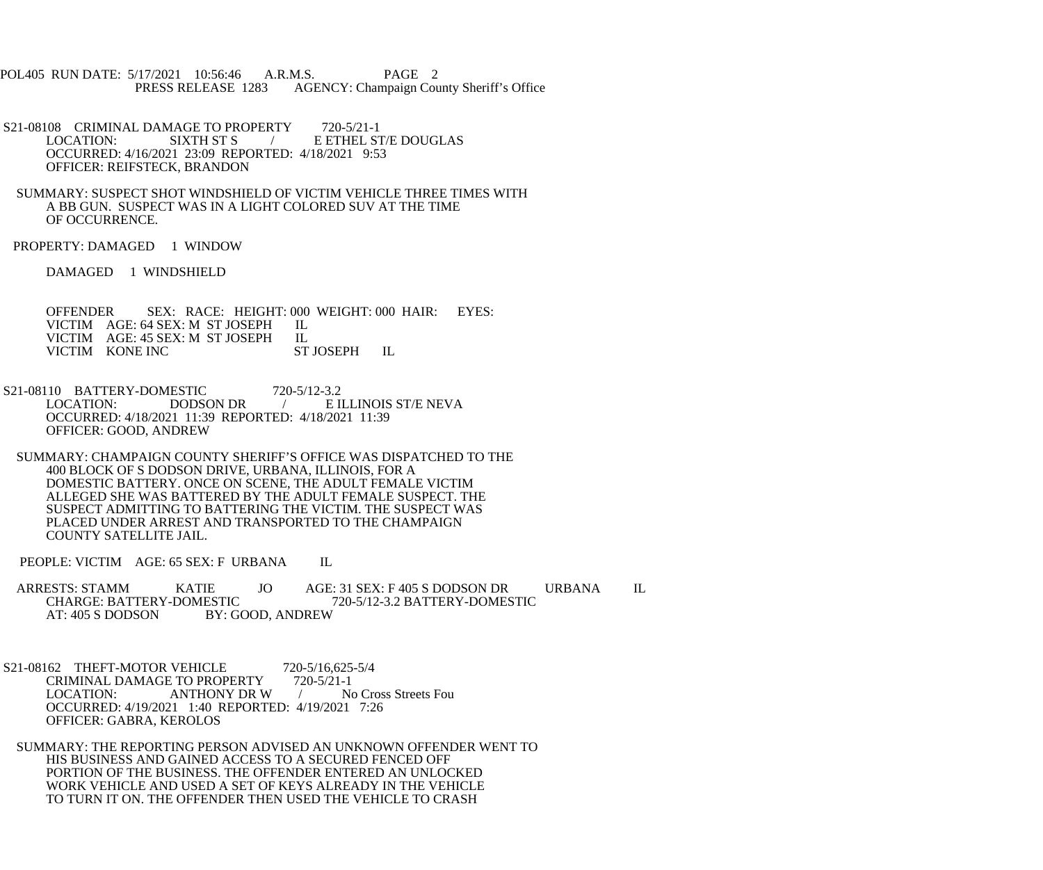S21-08108 CRIMINAL DAMAGE TO PROPERTY 720-5/21-1
LOCATION: SIXTH ST S / E ETHEL ST/E DOUGLAS
OCCURRED: 4/16/2021 23:09 REPORTED: 4/18/2021 9:53
OFFICER: REIFSTECK, BRANDON

SUMMARY: SUSPECT SHOT WINDSHIELD OF VICTIM VEHICLE THREE TIMES WITH A BB GUN. SUSPECT WAS IN A LIGHT COLORED SUV AT THE TIME OF OCCURRENCE.

PROPERTY: DAMAGED 1 WINDOW

DAMAGED 1 WINDSHIELD

OFFENDER SEX: RACE: HEIGHT: 000 WEIGHT: 000 HAIR: EYES:
VICTIM AGE: 64 SEX: M ST JOSEPH IL
VICTIM AGE: 45 SEX: M ST JOSEPH IL
VICTIM KONE INC ST JOSEPH IL

S21-08110 BATTERY-DOMESTIC 720-5/12-3.2
LOCATION: DODSON DR / E ILLINOIS ST/E NEVA
OCCURRED: 4/18/2021 11:39 REPORTED: 4/18/2021 11:39
OFFICER: GOOD, ANDREW

SUMMARY: CHAMPAIGN COUNTY SHERIFF'S OFFICE WAS DISPATCHED TO THE 400 BLOCK OF S DODSON DRIVE, URBANA, ILLINOIS, FOR A DOMESTIC BATTERY. ONCE ON SCENE, THE ADULT FEMALE VICTIM ALLEGED SHE WAS BATTERED BY THE ADULT FEMALE SUSPECT. THE SUSPECT ADMITTING TO BATTERING THE VICTIM. THE SUSPECT WAS PLACED UNDER ARREST AND TRANSPORTED TO THE CHAMPAIGN COUNTY SATELLITE JAIL.

PEOPLE: VICTIM AGE: 65 SEX: F URBANA IL

ARRESTS: STAMM KATIE JO AGE: 31 SEX: F 405 S DODSON DR URBANA IL
CHARGE: BATTERY-DOMESTIC 720-5/12-3.2 BATTERY-DOMESTIC
AT: 405 S DODSON BY: GOOD, ANDREW

S21-08162 THEFT-MOTOR VEHICLE 720-5/16,625-5/4
CRIMINAL DAMAGE TO PROPERTY 720-5/21-1
LOCATION: ANTHONY DR W / No Cross Streets Fou
OCCURRED: 4/19/2021 1:40 REPORTED: 4/19/2021 7:26
OFFICER: GABRA, KEROLOS

SUMMARY: THE REPORTING PERSON ADVISED AN UNKNOWN OFFENDER WENT TO HIS BUSINESS AND GAINED ACCESS TO A SECURED FENCED OFF PORTION OF THE BUSINESS. THE OFFENDER ENTERED AN UNLOCKED WORK VEHICLE AND USED A SET OF KEYS ALREADY IN THE VEHICLE TO TURN IT ON. THE OFFENDER THEN USED THE VEHICLE TO CRASH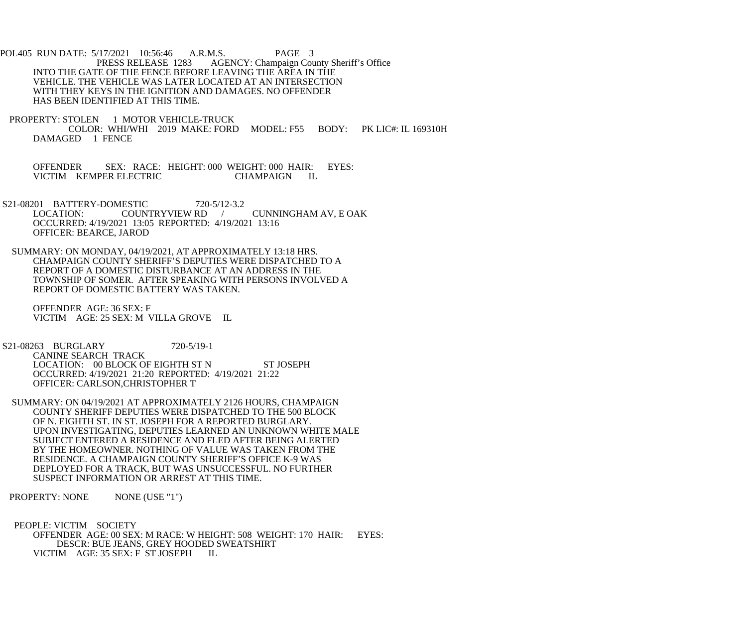INTO THE GATE OF THE FENCE BEFORE LEAVING THE AREA IN THE VEHICLE. THE VEHICLE WAS LATER LOCATED AT AN INTERSECTION WITH THEY KEYS IN THE IGNITION AND DAMAGES. NO OFFENDER HAS BEEN IDENTIFIED AT THIS TIME.

PROPERTY: STOLEN 1 MOTOR VEHICLE-TRUCK
COLOR: WHI/WHI 2019 MAKE: FORD MODEL: F55 BODY: PK LIC#: IL 169310H
DAMAGED 1 FENCE

OFFENDER SEX: RACE: HEIGHT: 000 WEIGHT: 000 HAIR: EYES:
VICTIM KEMPER ELECTRIC CHAMPAIGN IL

S21-08201 BATTERY-DOMESTIC 720-5/12-3.2
LOCATION: COUNTRYVIEW RD / CUNNINGHAM AV, E OAK
OCCURRED: 4/19/2021 13:05 REPORTED: 4/19/2021 13:16
OFFICER: BEARCE, JAROD

SUMMARY: ON MONDAY, 04/19/2021, AT APPROXIMATELY 13:18 HRS. CHAMPAIGN COUNTY SHERIFF'S DEPUTIES WERE DISPATCHED TO A REPORT OF A DOMESTIC DISTURBANCE AT AN ADDRESS IN THE TOWNSHIP OF SOMER. AFTER SPEAKING WITH PERSONS INVOLVED A REPORT OF DOMESTIC BATTERY WAS TAKEN.

OFFENDER AGE: 36 SEX: F
VICTIM AGE: 25 SEX: M VILLA GROVE IL

S21-08263 BURGLARY 720-5/19-1
CANINE SEARCH TRACK
LOCATION: 00 BLOCK OF EIGHTH ST N ST JOSEPH
OCCURRED: 4/19/2021 21:20 REPORTED: 4/19/2021 21:22
OFFICER: CARLSON,CHRISTOPHER T

SUMMARY: ON 04/19/2021 AT APPROXIMATELY 2126 HOURS, CHAMPAIGN COUNTY SHERIFF DEPUTIES WERE DISPATCHED TO THE 500 BLOCK OF N. EIGHTH ST. IN ST. JOSEPH FOR A REPORTED BURGLARY. UPON INVESTIGATING, DEPUTIES LEARNED AN UNKNOWN WHITE MALE SUBJECT ENTERED A RESIDENCE AND FLED AFTER BEING ALERTED BY THE HOMEOWNER. NOTHING OF VALUE WAS TAKEN FROM THE RESIDENCE. A CHAMPAIGN COUNTY SHERIFF'S OFFICE K-9 WAS DEPLOYED FOR A TRACK, BUT WAS UNSUCCESSFUL. NO FURTHER SUSPECT INFORMATION OR ARREST AT THIS TIME.

PROPERTY: NONE NONE (USE "1")

PEOPLE: VICTIM SOCIETY
OFFENDER AGE: 00 SEX: M RACE: W HEIGHT: 508 WEIGHT: 170 HAIR: EYES:
DESCR: BUE JEANS, GREY HOODED SWEATSHIRT
VICTIM AGE: 35 SEX: F ST JOSEPH IL